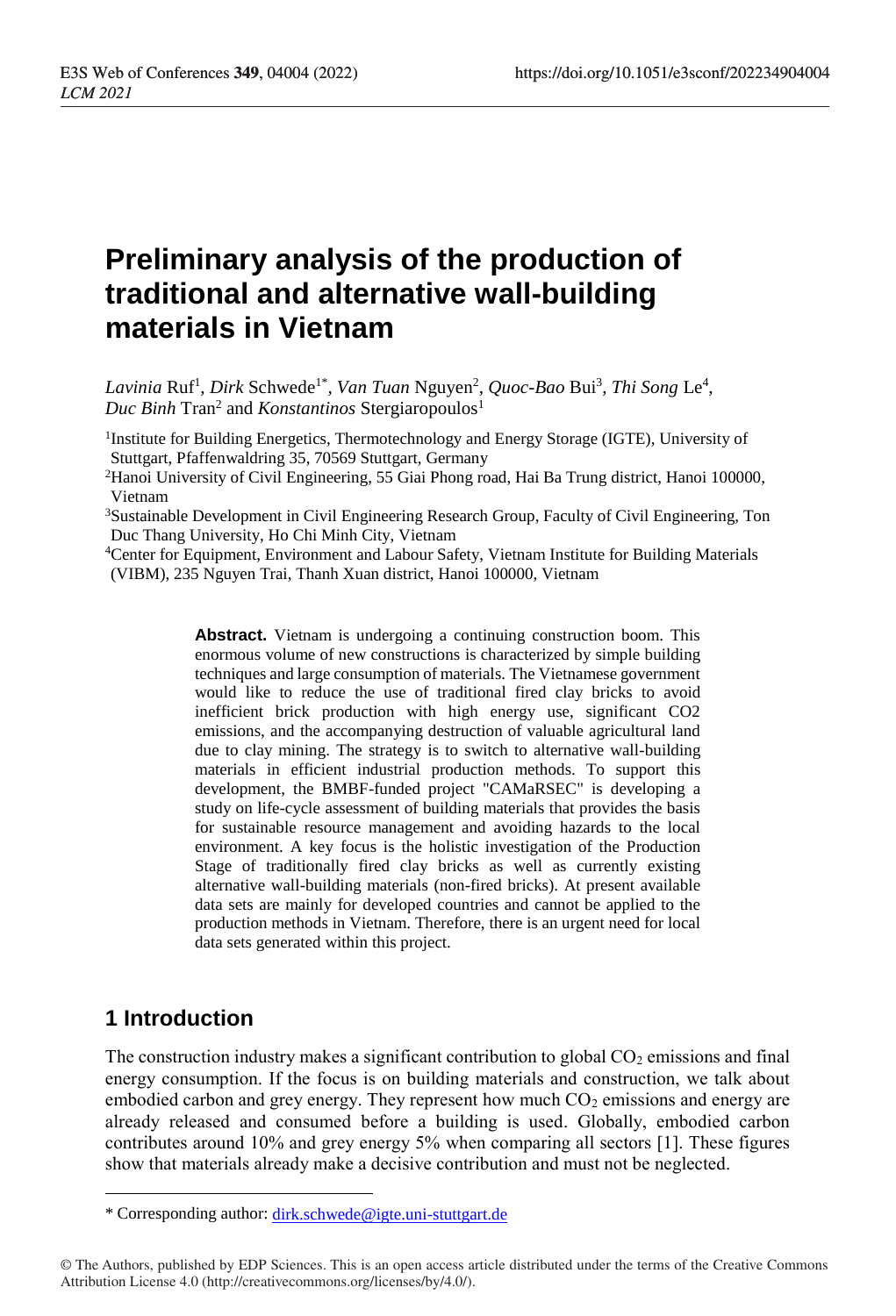# Preliminary analysis of the production of traditional and alternative wall-building materials in Vietnam

*Lavinia* Ruf[1], *Dirk* Schwede[1*], *Van Tuan* Nguyen[2], *Quoc-Bao* Bui[3], *Thi Song* Le[4], *Duc Binh* Tran[2] and *Konstantinos* Stergiaropoulos[1]

[1]Institute for Building Energetics, Thermotechnology and Energy Storage (IGTE), University of Stuttgart, Pfaffenwaldring 35, 70569 Stuttgart, Germany

[2]Hanoi University of Civil Engineering, 55 Giai Phong road, Hai Ba Trung district, Hanoi 100000, Vietnam

[3]Sustainable Development in Civil Engineering Research Group, Faculty of Civil Engineering, Ton Duc Thang University, Ho Chi Minh City, Vietnam

[4]Center for Equipment, Environment and Labour Safety, Vietnam Institute for Building Materials (VIBM), 235 Nguyen Trai, Thanh Xuan district, Hanoi 100000, Vietnam

**Abstract.** Vietnam is undergoing a continuing construction boom. This enormous volume of new constructions is characterized by simple building techniques and large consumption of materials. The Vietnamese government would like to reduce the use of traditional fired clay bricks to avoid inefficient brick production with high energy use, significant CO2 emissions, and the accompanying destruction of valuable agricultural land due to clay mining. The strategy is to switch to alternative wall-building materials in efficient industrial production methods. To support this development, the BMBF-funded project "CAMaRSEC" is developing a study on life-cycle assessment of building materials that provides the basis for sustainable resource management and avoiding hazards to the local environment. A key focus is the holistic investigation of the Production Stage of traditionally fired clay bricks as well as currently existing alternative wall-building materials (non-fired bricks). At present available data sets are mainly for developed countries and cannot be applied to the production methods in Vietnam. Therefore, there is an urgent need for local data sets generated within this project.

## 1 Introduction

The construction industry makes a significant contribution to global $CO_2$ emissions and final energy consumption. If the focus is on building materials and construction, we talk about embodied carbon and grey energy. They represent how much $CO_2$ emissions and energy are already released and consumed before a building is used. Globally, embodied carbon contributes around 10% and grey energy 5% when comparing all sectors [1]. These figures show that materials already make a decisive contribution and must not be neglected.

* Corresponding author: dirk.schwede@igte.uni-stuttgart.de

© The Authors, published by EDP Sciences. This is an open access article distributed under the terms of the Creative Commons Attribution License 4.0 (http://creativecommons.org/licenses/by/4.0/).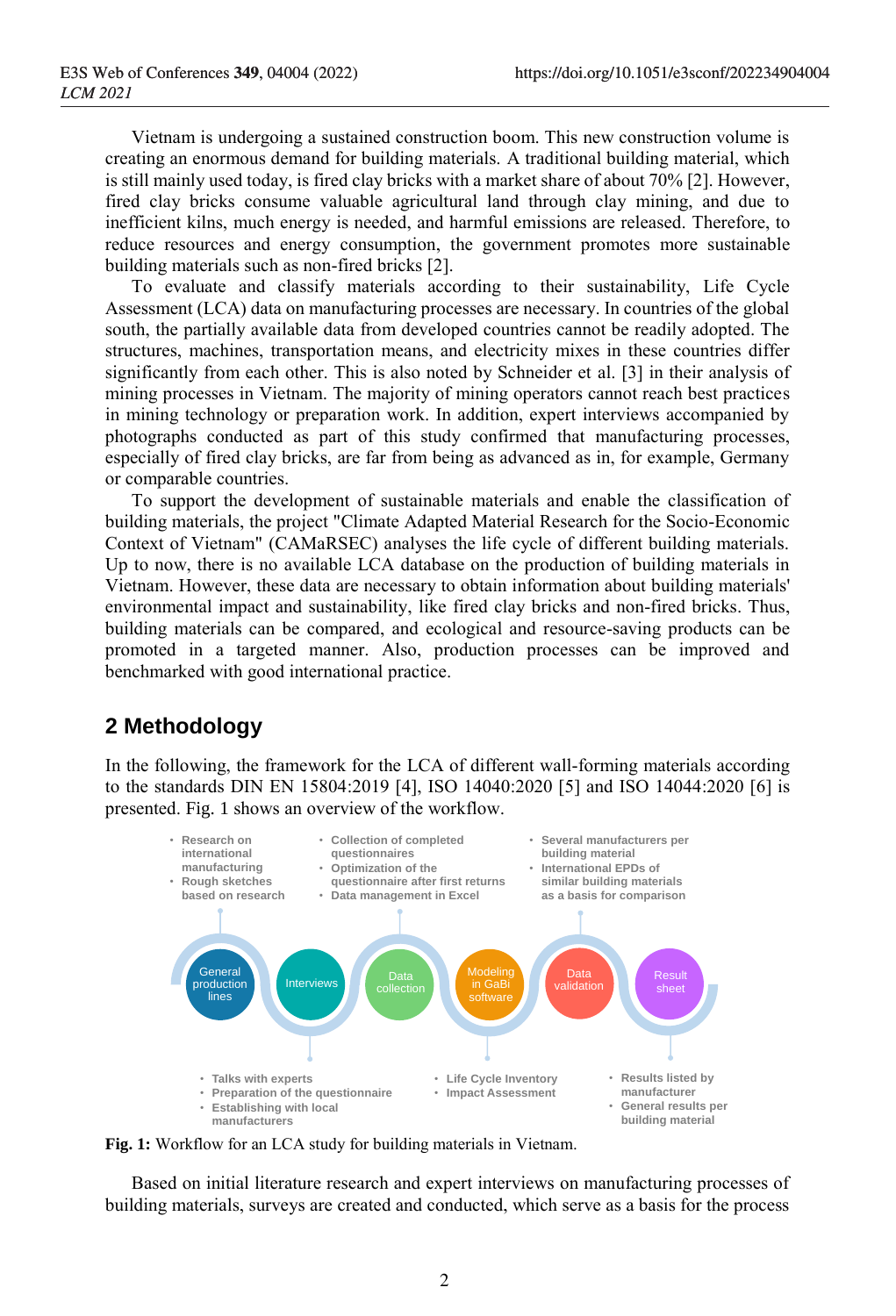Vietnam is undergoing a sustained construction boom. This new construction volume is creating an enormous demand for building materials. A traditional building material, which is still mainly used today, is fired clay bricks with a market share of about 70% [2]. However, fired clay bricks consume valuable agricultural land through clay mining, and due to inefficient kilns, much energy is needed, and harmful emissions are released. Therefore, to reduce resources and energy consumption, the government promotes more sustainable building materials such as non-fired bricks [2].

To evaluate and classify materials according to their sustainability, Life Cycle Assessment (LCA) data on manufacturing processes are necessary. In countries of the global south, the partially available data from developed countries cannot be readily adopted. The structures, machines, transportation means, and electricity mixes in these countries differ significantly from each other. This is also noted by Schneider et al. [3] in their analysis of mining processes in Vietnam. The majority of mining operators cannot reach best practices in mining technology or preparation work. In addition, expert interviews accompanied by photographs conducted as part of this study confirmed that manufacturing processes, especially of fired clay bricks, are far from being as advanced as in, for example, Germany or comparable countries.

To support the development of sustainable materials and enable the classification of building materials, the project "Climate Adapted Material Research for the Socio-Economic Context of Vietnam" (CAMaRSEC) analyses the life cycle of different building materials. Up to now, there is no available LCA database on the production of building materials in Vietnam. However, these data are necessary to obtain information about building materials' environmental impact and sustainability, like fired clay bricks and non-fired bricks. Thus, building materials can be compared, and ecological and resource-saving products can be promoted in a targeted manner. Also, production processes can be improved and benchmarked with good international practice.

## 2 Methodology

In the following, the framework for the LCA of different wall-forming materials according to the standards DIN EN 15804:2019 [4], ISO 14040:2020 [5] and ISO 14044:2020 [6] is presented. Fig. 1 shows an overview of the workflow.

- General production lines
  - Research on international manufacturing
  - Rough sketches based on research
- Interviews
  - Talks with experts
  - Preparation of the questionnaire
  - Establishing with local manufacturers
- Data collection
  - Collection of completed questionnaires
  - Optimization of the questionnaire after first returns
  - Data management in Excel
- Modeling in GaBi software
  - Life Cycle Inventory
  - Impact Assessment
- Data validation
  - Several manufacturers per building material
  - International EPDs of similar building materials as a basis for comparison
- Result sheet
  - Results listed by manufacturer
  - General results per building material

**Fig. 1:** Workflow for an LCA study for building materials in Vietnam.

Based on initial literature research and expert interviews on manufacturing processes of building materials, surveys are created and conducted, which serve as a basis for the process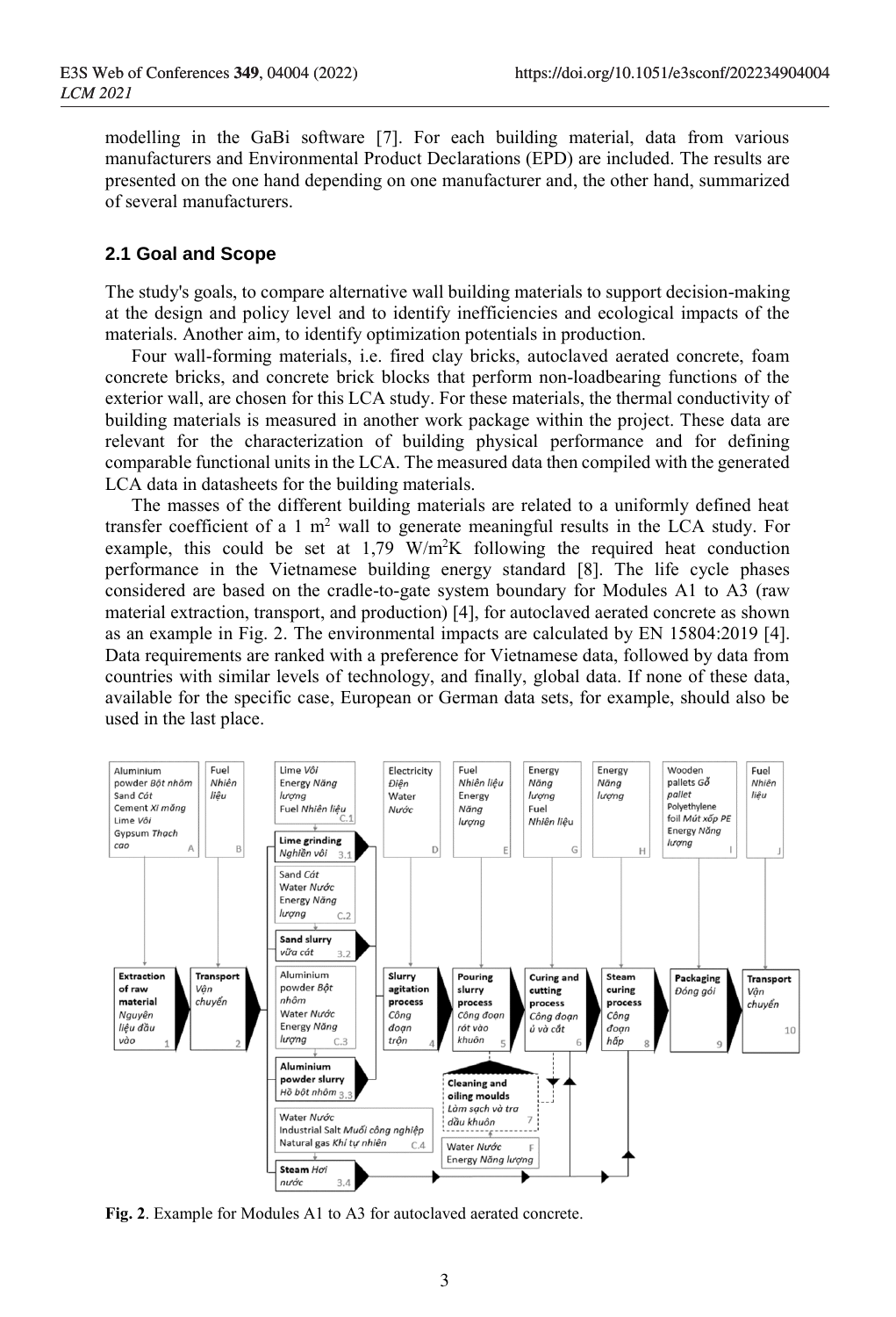modelling in the GaBi software [7]. For each building material, data from various manufacturers and Environmental Product Declarations (EPD) are included. The results are presented on the one hand depending on one manufacturer and, the other hand, summarized of several manufacturers.

## 2.1 Goal and Scope

The study's goals, to compare alternative wall building materials to support decision-making at the design and policy level and to identify inefficiencies and ecological impacts of the materials. Another aim, to identify optimization potentials in production.

Four wall-forming materials, i.e. fired clay bricks, autoclaved aerated concrete, foam concrete bricks, and concrete brick blocks that perform non-loadbearing functions of the exterior wall, are chosen for this LCA study. For these materials, the thermal conductivity of building materials is measured in another work package within the project. These data are relevant for the characterization of building physical performance and for defining comparable functional units in the LCA. The measured data then compiled with the generated LCA data in datasheets for the building materials.

The masses of the different building materials are related to a uniformly defined heat transfer coefficient of a 1 $m^2$ wall to generate meaningful results in the LCA study. For example, this could be set at 1,79 $W/m^2K$ following the required heat conduction performance in the Vietnamese building energy standard [8]. The life cycle phases considered are based on the cradle-to-gate system boundary for Modules A1 to A3 (raw material extraction, transport, and production) [4], for autoclaved aerated concrete as shown as an example in Fig. 2. The environmental impacts are calculated by EN 15804:2019 [4]. Data requirements are ranked with a preference for Vietnamese data, followed by data from countries with similar levels of technology, and finally, global data. If none of these data, available for the specific case, European or German data sets, for example, should also be used in the last place.

**Fig. 2**. Example for Modules A1 to A3 for autoclaved aerated concrete.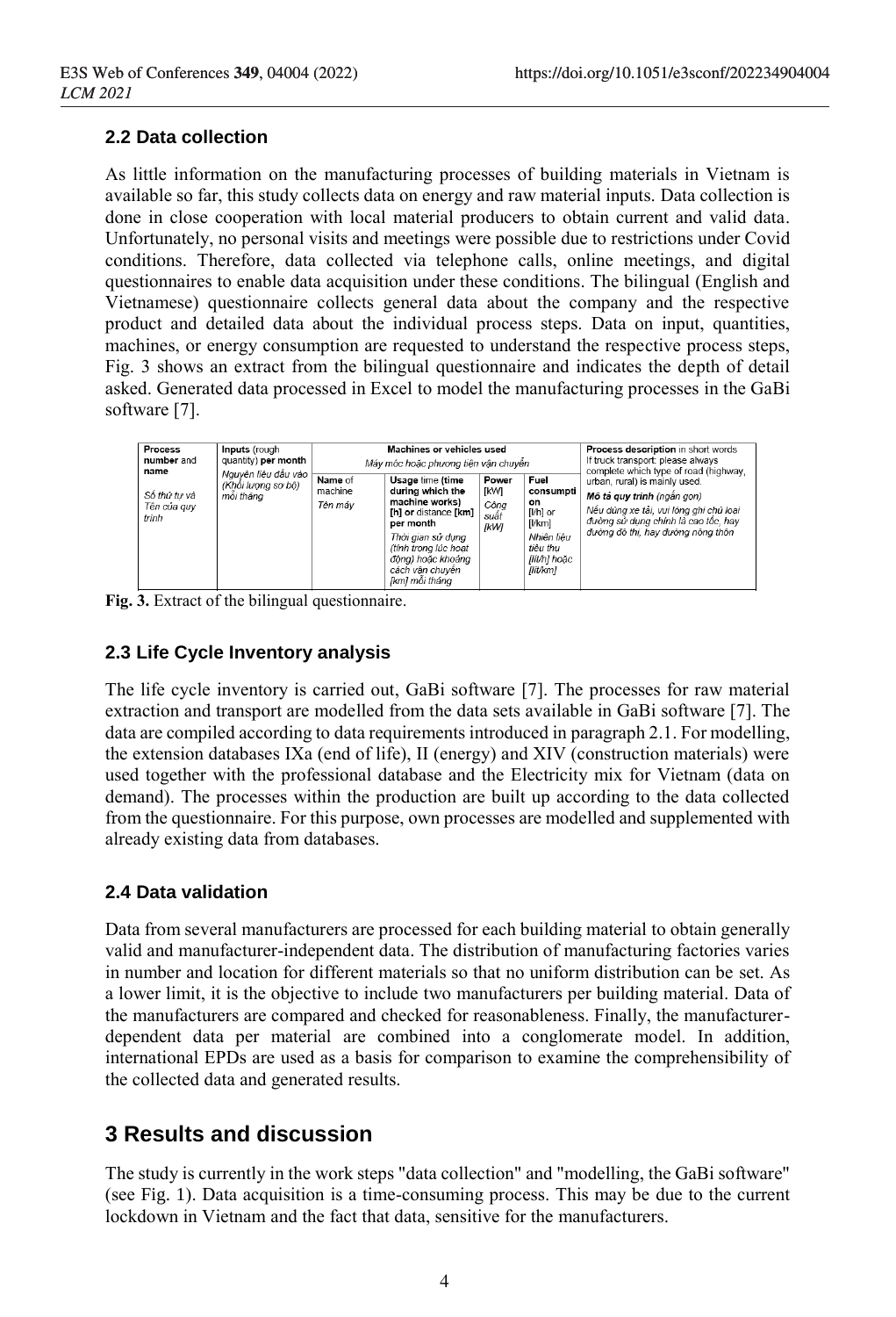## 2.2 Data collection

As little information on the manufacturing processes of building materials in Vietnam is available so far, this study collects data on energy and raw material inputs. Data collection is done in close cooperation with local material producers to obtain current and valid data. Unfortunately, no personal visits and meetings were possible due to restrictions under Covid conditions. Therefore, data collected via telephone calls, online meetings, and digital questionnaires to enable data acquisition under these conditions. The bilingual (English and Vietnamese) questionnaire collects general data about the company and the respective product and detailed data about the individual process steps. Data on input, quantities, machines, or energy consumption are requested to understand the respective process steps, Fig. 3 shows an extract from the bilingual questionnaire and indicates the depth of detail asked. Generated data processed in Excel to model the manufacturing processes in the GaBi software [7].

| **Process number** and **name** *Số thứ tự và Tên của quy trình* | **Inputs** (rough quantity) **per month** *Nguyên liệu đầu vào (Khối lượng sơ bộ) mỗi tháng* | **Machines or vehicles used** *Máy móc hoặc phương tiện vận chuyển* | | | | **Process description** in short words If truck transport: please always complete which type of road (highway, urban, rural) is mainly used. ***Mô tả quy trình*** *(ngắn gọn)* *Nếu dùng xe tải, vui lòng ghi chú loại đường sử dụng chính là cao tốc, hay đường đô thị, hay đường nông thôn* |
|---|---|---|---|---|---|---|
| | | **Name** of machine *Tên máy* | **Usage time (time during which the machine works) [h] or distance [km] per month** *Thời gian sử dụng (tính trong lúc hoạt động) hoặc khoảng cách vận chuyển [km] mỗi tháng* | **Power [kW]** *Công suất [kW]* | **Fuel consumption** [l/h] or [l/km] *Nhiên liệu tiêu thụ [lít/h] hoặc [lít/km]* | |

**Fig. 3.** Extract of the bilingual questionnaire.

## 2.3 Life Cycle Inventory analysis

The life cycle inventory is carried out, GaBi software [7]. The processes for raw material extraction and transport are modelled from the data sets available in GaBi software [7]. The data are compiled according to data requirements introduced in paragraph 2.1. For modelling, the extension databases IXa (end of life), II (energy) and XIV (construction materials) were used together with the professional database and the Electricity mix for Vietnam (data on demand). The processes within the production are built up according to the data collected from the questionnaire. For this purpose, own processes are modelled and supplemented with already existing data from databases.

## 2.4 Data validation

Data from several manufacturers are processed for each building material to obtain generally valid and manufacturer-independent data. The distribution of manufacturing factories varies in number and location for different materials so that no uniform distribution can be set. As a lower limit, it is the objective to include two manufacturers per building material. Data of the manufacturers are compared and checked for reasonableness. Finally, the manufacturer-dependent data per material are combined into a conglomerate model. In addition, international EPDs are used as a basis for comparison to examine the comprehensibility of the collected data and generated results.

# 3 Results and discussion

The study is currently in the work steps "data collection" and "modelling, the GaBi software" (see Fig. 1). Data acquisition is a time-consuming process. This may be due to the current lockdown in Vietnam and the fact that data, sensitive for the manufacturers.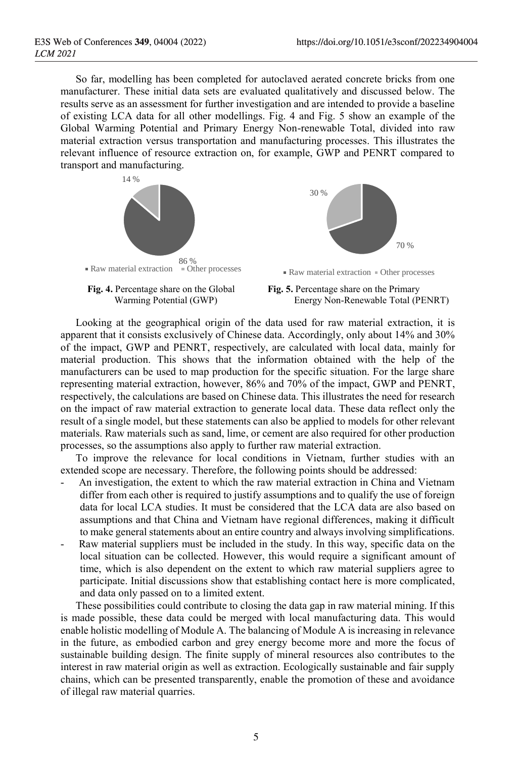So far, modelling has been completed for autoclaved aerated concrete bricks from one manufacturer. These initial data sets are evaluated qualitatively and discussed below. The results serve as an assessment for further investigation and are intended to provide a baseline of existing LCA data for all other modellings. Fig. 4 and Fig. 5 show an example of the Global Warming Potential and Primary Energy Non-renewable Total, divided into raw material extraction versus transportation and manufacturing processes. This illustrates the relevant influence of resource extraction on, for example, GWP and PENRT compared to transport and manufacturing.

**Fig. 4.** Percentage share on the Global Warming Potential (GWP)

**Fig. 5.** Percentage share on the Primary Energy Non-Renewable Total (PENRT)

Looking at the geographical origin of the data used for raw material extraction, it is apparent that it consists exclusively of Chinese data. Accordingly, only about 14% and 30% of the impact, GWP and PENRT, respectively, are calculated with local data, mainly for material production. This shows that the information obtained with the help of the manufacturers can be used to map production for the specific situation. For the large share representing material extraction, however, 86% and 70% of the impact, GWP and PENRT, respectively, the calculations are based on Chinese data. This illustrates the need for research on the impact of raw material extraction to generate local data. These data reflect only the result of a single model, but these statements can also be applied to models for other relevant materials. Raw materials such as sand, lime, or cement are also required for other production processes, so the assumptions also apply to further raw material extraction.

To improve the relevance for local conditions in Vietnam, further studies with an extended scope are necessary. Therefore, the following points should be addressed:

- An investigation, the extent to which the raw material extraction in China and Vietnam differ from each other is required to justify assumptions and to qualify the use of foreign data for local LCA studies. It must be considered that the LCA data are also based on assumptions and that China and Vietnam have regional differences, making it difficult to make general statements about an entire country and always involving simplifications.
- Raw material suppliers must be included in the study. In this way, specific data on the local situation can be collected. However, this would require a significant amount of time, which is also dependent on the extent to which raw material suppliers agree to participate. Initial discussions show that establishing contact here is more complicated, and data only passed on to a limited extent.

These possibilities could contribute to closing the data gap in raw material mining. If this is made possible, these data could be merged with local manufacturing data. This would enable holistic modelling of Module A. The balancing of Module A is increasing in relevance in the future, as embodied carbon and grey energy become more and more the focus of sustainable building design. The finite supply of mineral resources also contributes to the interest in raw material origin as well as extraction. Ecologically sustainable and fair supply chains, which can be presented transparently, enable the promotion of these and avoidance of illegal raw material quarries.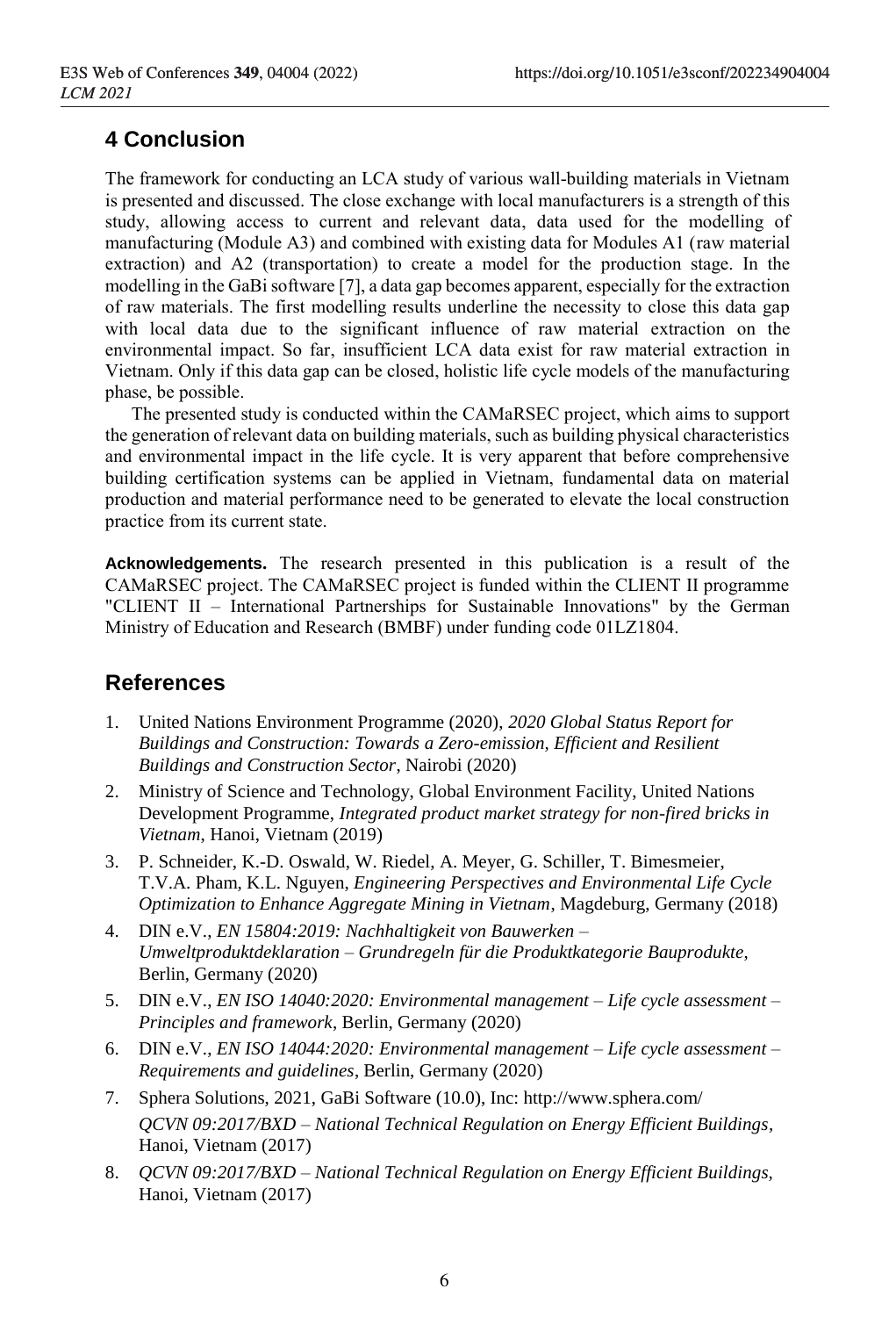## 4 Conclusion

The framework for conducting an LCA study of various wall-building materials in Vietnam is presented and discussed. The close exchange with local manufacturers is a strength of this study, allowing access to current and relevant data, data used for the modelling of manufacturing (Module A3) and combined with existing data for Modules A1 (raw material extraction) and A2 (transportation) to create a model for the production stage. In the modelling in the GaBi software [7], a data gap becomes apparent, especially for the extraction of raw materials. The first modelling results underline the necessity to close this data gap with local data due to the significant influence of raw material extraction on the environmental impact. So far, insufficient LCA data exist for raw material extraction in Vietnam. Only if this data gap can be closed, holistic life cycle models of the manufacturing phase, be possible.

The presented study is conducted within the CAMaRSEC project, which aims to support the generation of relevant data on building materials, such as building physical characteristics and environmental impact in the life cycle. It is very apparent that before comprehensive building certification systems can be applied in Vietnam, fundamental data on material production and material performance need to be generated to elevate the local construction practice from its current state.

**Acknowledgements.** The research presented in this publication is a result of the CAMaRSEC project. The CAMaRSEC project is funded within the CLIENT II programme "CLIENT II – International Partnerships for Sustainable Innovations" by the German Ministry of Education and Research (BMBF) under funding code 01LZ1804.

## References

1. United Nations Environment Programme (2020), *2020 Global Status Report for Buildings and Construction: Towards a Zero-emission, Efficient and Resilient Buildings and Construction Sector*, Nairobi (2020)
2. Ministry of Science and Technology, Global Environment Facility, United Nations Development Programme, *Integrated product market strategy for non-fired bricks in Vietnam*, Hanoi, Vietnam (2019)
3. P. Schneider, K.-D. Oswald, W. Riedel, A. Meyer, G. Schiller, T. Bimesmeier, T.V.A. Pham, K.L. Nguyen, *Engineering Perspectives and Environmental Life Cycle Optimization to Enhance Aggregate Mining in Vietnam*, Magdeburg, Germany (2018)
4. DIN e.V., *EN 15804:2019: Nachhaltigkeit von Bauwerken – Umweltproduktdeklaration – Grundregeln für die Produktkategorie Bauprodukte*, Berlin, Germany (2020)
5. DIN e.V., *EN ISO 14040:2020: Environmental management – Life cycle assessment – Principles and framework*, Berlin, Germany (2020)
6. DIN e.V., *EN ISO 14044:2020: Environmental management – Life cycle assessment – Requirements and guidelines*, Berlin, Germany (2020)
7. Sphera Solutions, 2021, GaBi Software (10.0), Inc: http://www.sphera.com/
   *QCVN 09:2017/BXD – National Technical Regulation on Energy Efficient Buildings*, Hanoi, Vietnam (2017)
8. *QCVN 09:2017/BXD – National Technical Regulation on Energy Efficient Buildings*, Hanoi, Vietnam (2017)